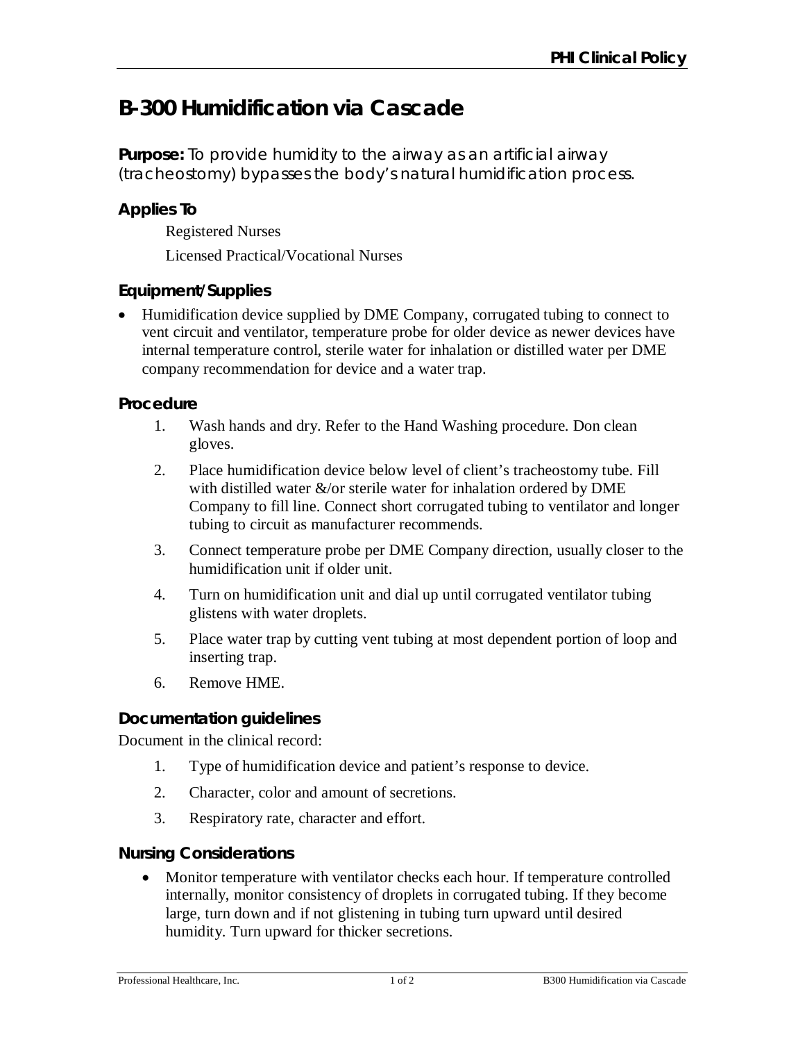# B-300 Humidification via Cascade

**Purpose:** To provide humidity to the airway as an artificial airway (tracheostomy) bypasses the body's natural humidification process.

### Applies To

Registered Nurses

Licensed Practical/Vocational Nurses

### Equipment/Supplies

- Humidification device supplied by DME Company, corrugated tubing to connect to vent circuit and ventilator, temperature probe for older device as newer devices have internal temperature control, sterile water for inhalation or distilled water per DME company recommendation for device and a water trap.

### Procedure

1. Wash hands and dry. Refer to the Hand Washing procedure. Don clean gloves.
2. Place humidification device below level of client's tracheostomy tube. Fill with distilled water &/or sterile water for inhalation ordered by DME Company to fill line. Connect short corrugated tubing to ventilator and longer tubing to circuit as manufacturer recommends.
3. Connect temperature probe per DME Company direction, usually closer to the humidification unit if older unit.
4. Turn on humidification unit and dial up until corrugated ventilator tubing glistens with water droplets.
5. Place water trap by cutting vent tubing at most dependent portion of loop and inserting trap.
6. Remove HME.

### Documentation guidelines

Document in the clinical record:

1. Type of humidification device and patient's response to device.
2. Character, color and amount of secretions.
3. Respiratory rate, character and effort.

### Nursing Considerations

- Monitor temperature with ventilator checks each hour. If temperature controlled internally, monitor consistency of droplets in corrugated tubing. If they become large, turn down and if not glistening in tubing turn upward until desired humidity. Turn upward for thicker secretions.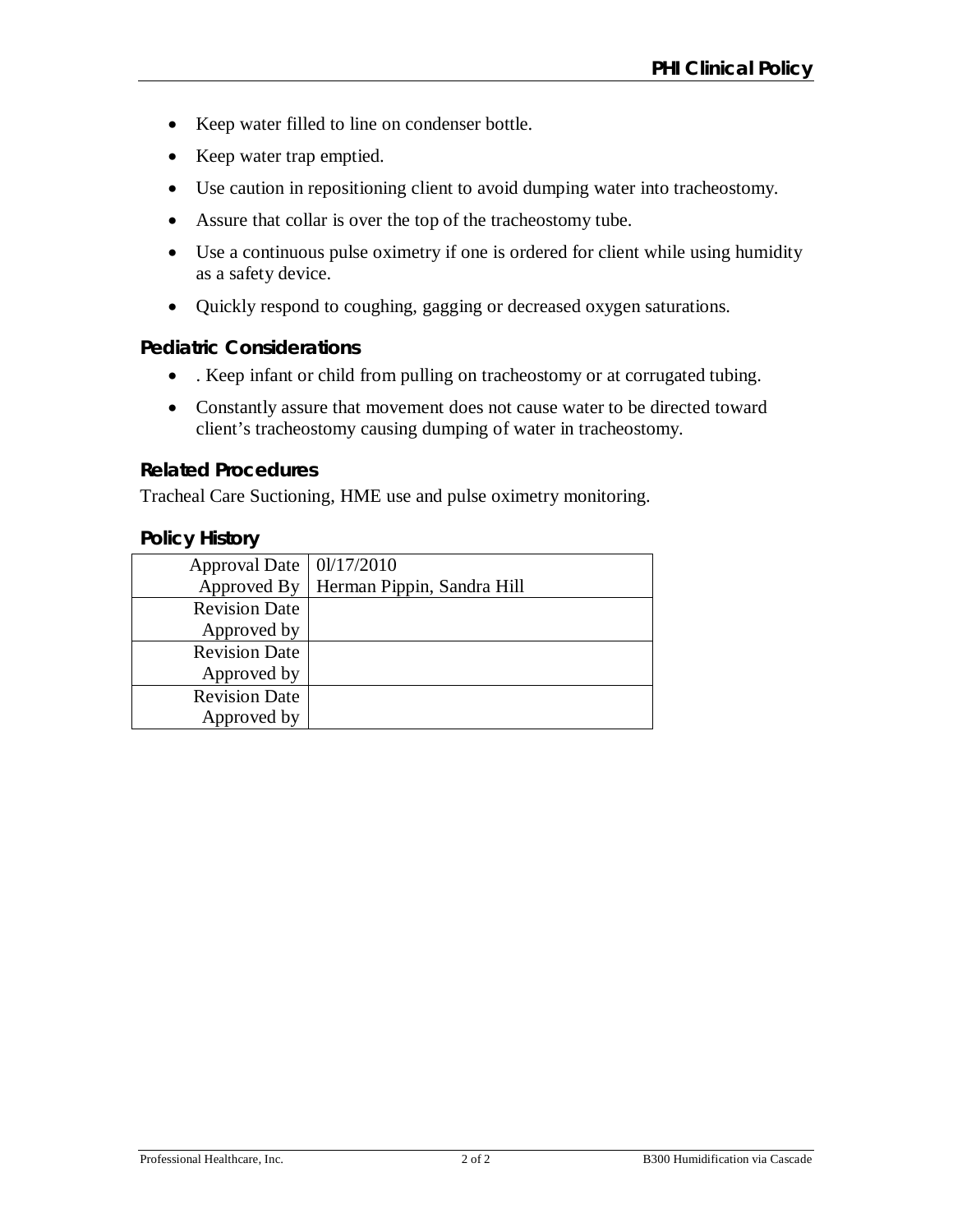- Keep water filled to line on condenser bottle.
- Keep water trap emptied.
- Use caution in repositioning client to avoid dumping water into tracheostomy.
- Assure that collar is over the top of the tracheostomy tube.
- Use a continuous pulse oximetry if one is ordered for client while using humidity as a safety device.
- Quickly respond to coughing, gagging or decreased oxygen saturations.

### Pediatric Considerations

- . Keep infant or child from pulling on tracheostomy or at corrugated tubing.
- Constantly assure that movement does not cause water to be directed toward client's tracheostomy causing dumping of water in tracheostomy.

### Related Procedures

Tracheal Care Suctioning, HME use and pulse oximetry monitoring.

### Policy History

| | |
|---|---|
| Approval Date<br>Approved By | 0l/17/2010<br>Herman Pippin, Sandra Hill |
| Revision Date<br>Approved by | |
| Revision Date<br>Approved by | |
| Revision Date<br>Approved by | |